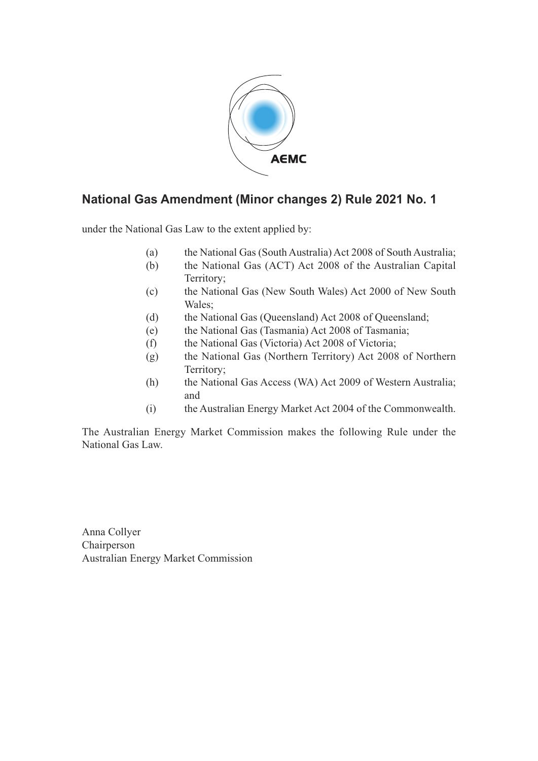AEMC

# National Gas Amendment (Minor changes 2) Rule 2021 No. 1

under the National Gas Law to the extent applied by:

(a) the National Gas (South Australia) Act 2008 of South Australia;
(b) the National Gas (ACT) Act 2008 of the Australian Capital Territory;
(c) the National Gas (New South Wales) Act 2000 of New South Wales;
(d) the National Gas (Queensland) Act 2008 of Queensland;
(e) the National Gas (Tasmania) Act 2008 of Tasmania;
(f) the National Gas (Victoria) Act 2008 of Victoria;
(g) the National Gas (Northern Territory) Act 2008 of Northern Territory;
(h) the National Gas Access (WA) Act 2009 of Western Australia; and
(i) the Australian Energy Market Act 2004 of the Commonwealth.

The Australian Energy Market Commission makes the following Rule under the National Gas Law.

Anna Collyer
Chairperson
Australian Energy Market Commission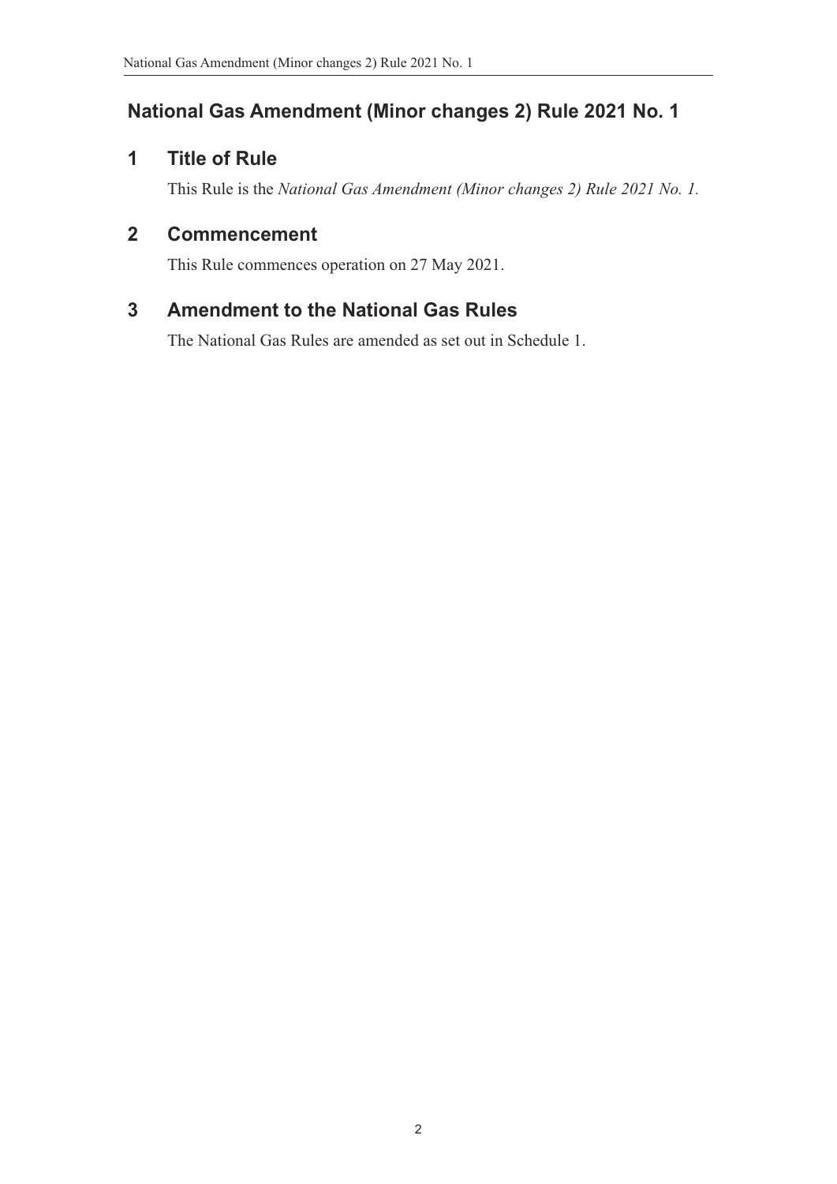# National Gas Amendment (Minor changes 2) Rule 2021 No. 1

## 1 Title of Rule

This Rule is the *National Gas Amendment (Minor changes 2) Rule 2021 No. 1.*

## 2 Commencement

This Rule commences operation on 27 May 2021.

## 3 Amendment to the National Gas Rules

The National Gas Rules are amended as set out in Schedule 1.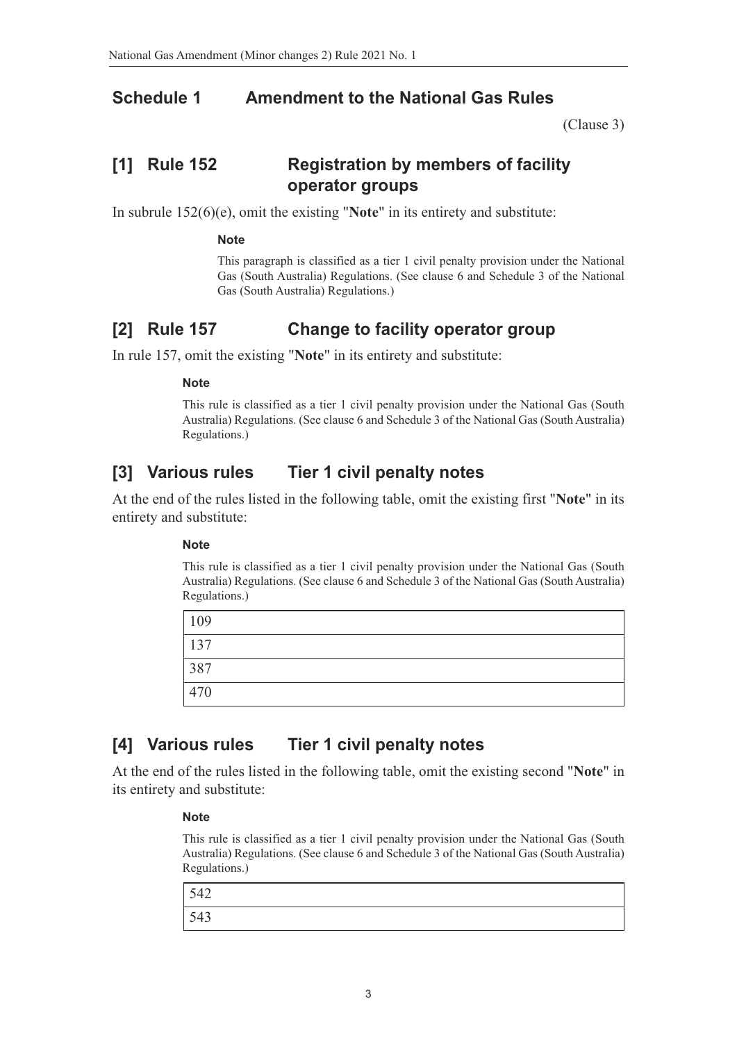## Schedule 1 Amendment to the National Gas Rules

(Clause 3)

### [1] Rule 152 Registration by members of facility operator groups

In subrule 152(6)(e), omit the existing "**Note**" in its entirety and substitute:

> **Note**
>
> This paragraph is classified as a tier 1 civil penalty provision under the National Gas (South Australia) Regulations. (See clause 6 and Schedule 3 of the National Gas (South Australia) Regulations.)

### [2] Rule 157 Change to facility operator group

In rule 157, omit the existing "**Note**" in its entirety and substitute:

> **Note**
>
> This rule is classified as a tier 1 civil penalty provision under the National Gas (South Australia) Regulations. (See clause 6 and Schedule 3 of the National Gas (South Australia) Regulations.)

### [3] Various rules Tier 1 civil penalty notes

At the end of the rules listed in the following table, omit the existing first "**Note**" in its entirety and substitute:

> **Note**
>
> This rule is classified as a tier 1 civil penalty provision under the National Gas (South Australia) Regulations. (See clause 6 and Schedule 3 of the National Gas (South Australia) Regulations.)

| Rule |
|---|
| 109 |
| 137 |
| 387 |
| 470 |

### [4] Various rules Tier 1 civil penalty notes

At the end of the rules listed in the following table, omit the existing second "**Note**" in its entirety and substitute:

> **Note**
>
> This rule is classified as a tier 1 civil penalty provision under the National Gas (South Australia) Regulations. (See clause 6 and Schedule 3 of the National Gas (South Australia) Regulations.)

| Rule |
|---|
| 542 |
| 543 |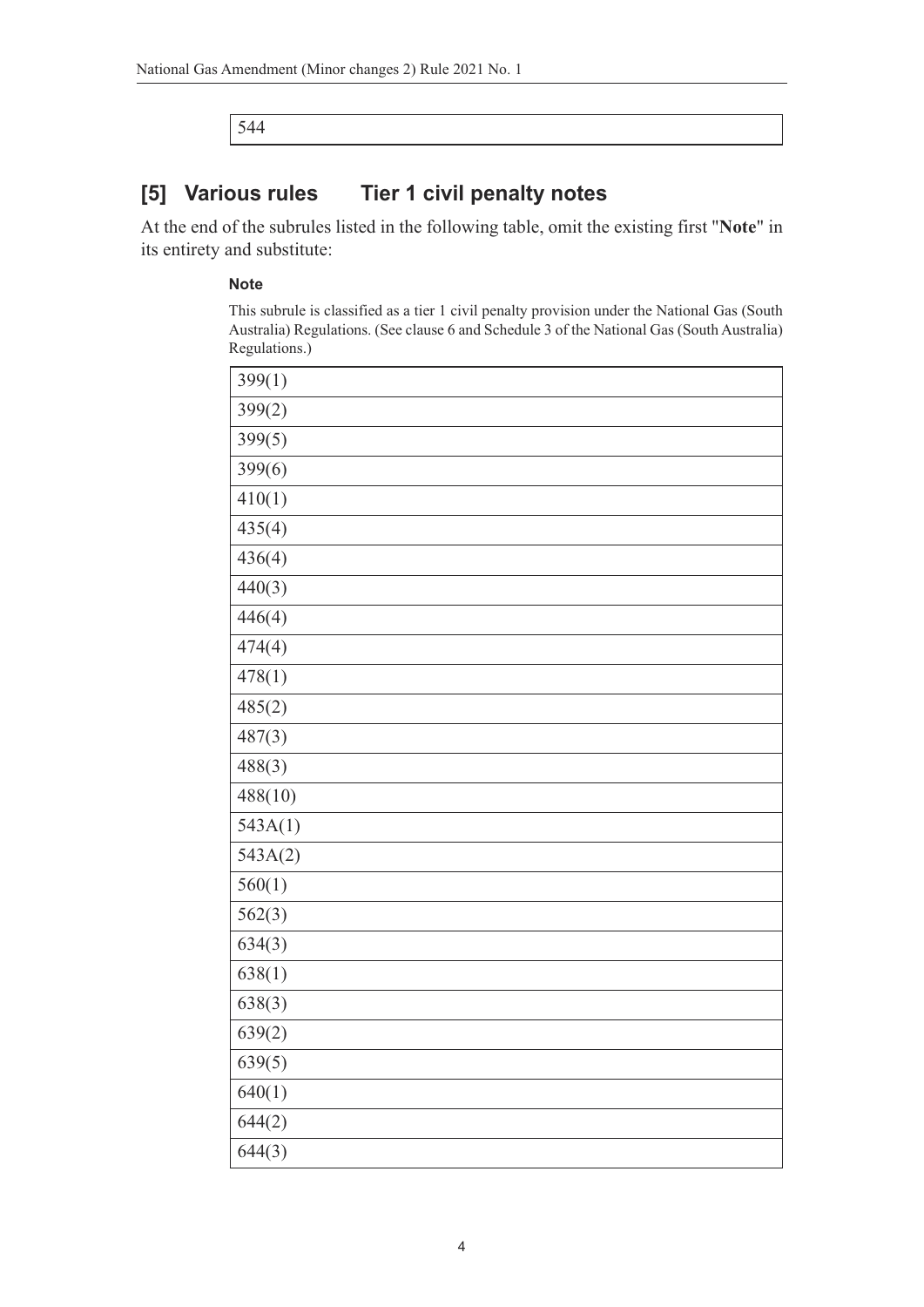| 544 |
| --- |

## [5] Various rules Tier 1 civil penalty notes

At the end of the subrules listed in the following table, omit the existing first "**Note**" in its entirety and substitute:

**Note**

This subrule is classified as a tier 1 civil penalty provision under the National Gas (South Australia) Regulations. (See clause 6 and Schedule 3 of the National Gas (South Australia) Regulations.)

| 399(1) |
| --- |
| 399(2) |
| 399(5) |
| 399(6) |
| 410(1) |
| 435(4) |
| 436(4) |
| 440(3) |
| 446(4) |
| 474(4) |
| 478(1) |
| 485(2) |
| 487(3) |
| 488(3) |
| 488(10) |
| 543A(1) |
| 543A(2) |
| 560(1) |
| 562(3) |
| 634(3) |
| 638(1) |
| 638(3) |
| 639(2) |
| 639(5) |
| 640(1) |
| 644(2) |
| 644(3) |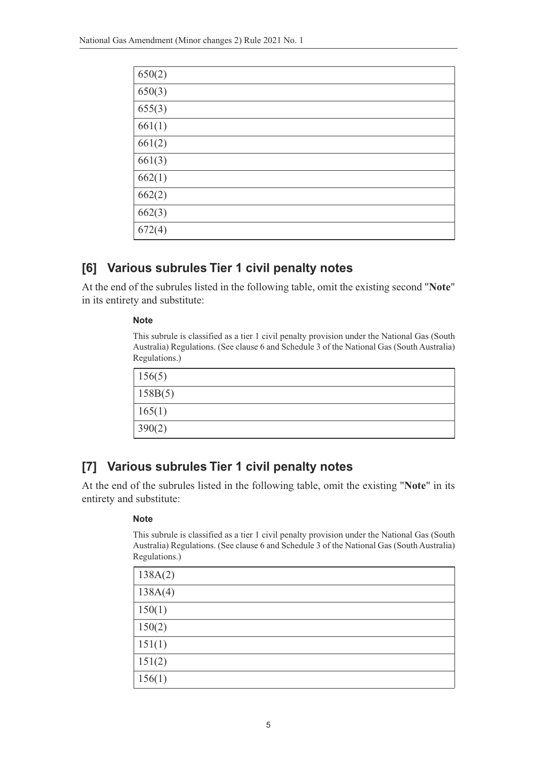| 650(2) |
| --- |
| 650(3) |
| 655(3) |
| 661(1) |
| 661(2) |
| 661(3) |
| 662(1) |
| 662(2) |
| 662(3) |
| 672(4) |

## [6] Various subrules Tier 1 civil penalty notes

At the end of the subrules listed in the following table, omit the existing second "**Note**" in its entirety and substitute:

> **Note**
>
> This subrule is classified as a tier 1 civil penalty provision under the National Gas (South Australia) Regulations. (See clause 6 and Schedule 3 of the National Gas (South Australia) Regulations.)

| 156(5) |
| --- |
| 158B(5) |
| 165(1) |
| 390(2) |

## [7] Various subrules Tier 1 civil penalty notes

At the end of the subrules listed in the following table, omit the existing "**Note**" in its entirety and substitute:

> **Note**
>
> This subrule is classified as a tier 1 civil penalty provision under the National Gas (South Australia) Regulations. (See clause 6 and Schedule 3 of the National Gas (South Australia) Regulations.)

| 138A(2) |
| --- |
| 138A(4) |
| 150(1) |
| 150(2) |
| 151(1) |
| 151(2) |
| 156(1) |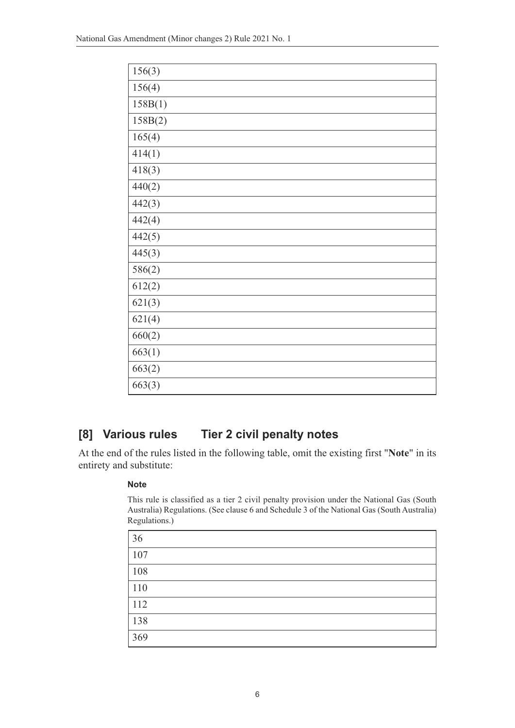| 156(3) |
| --- |
| 156(4) |
| 158B(1) |
| 158B(2) |
| 165(4) |
| 414(1) |
| 418(3) |
| 440(2) |
| 442(3) |
| 442(4) |
| 442(5) |
| 445(3) |
| 586(2) |
| 612(2) |
| 621(3) |
| 621(4) |
| 660(2) |
| 663(1) |
| 663(2) |
| 663(3) |

## [8] Various rules Tier 2 civil penalty notes

At the end of the rules listed in the following table, omit the existing first "**Note**" in its entirety and substitute:

**Note**

This rule is classified as a tier 2 civil penalty provision under the National Gas (South Australia) Regulations. (See clause 6 and Schedule 3 of the National Gas (South Australia) Regulations.)

| 36 |
| --- |
| 107 |
| 108 |
| 110 |
| 112 |
| 138 |
| 369 |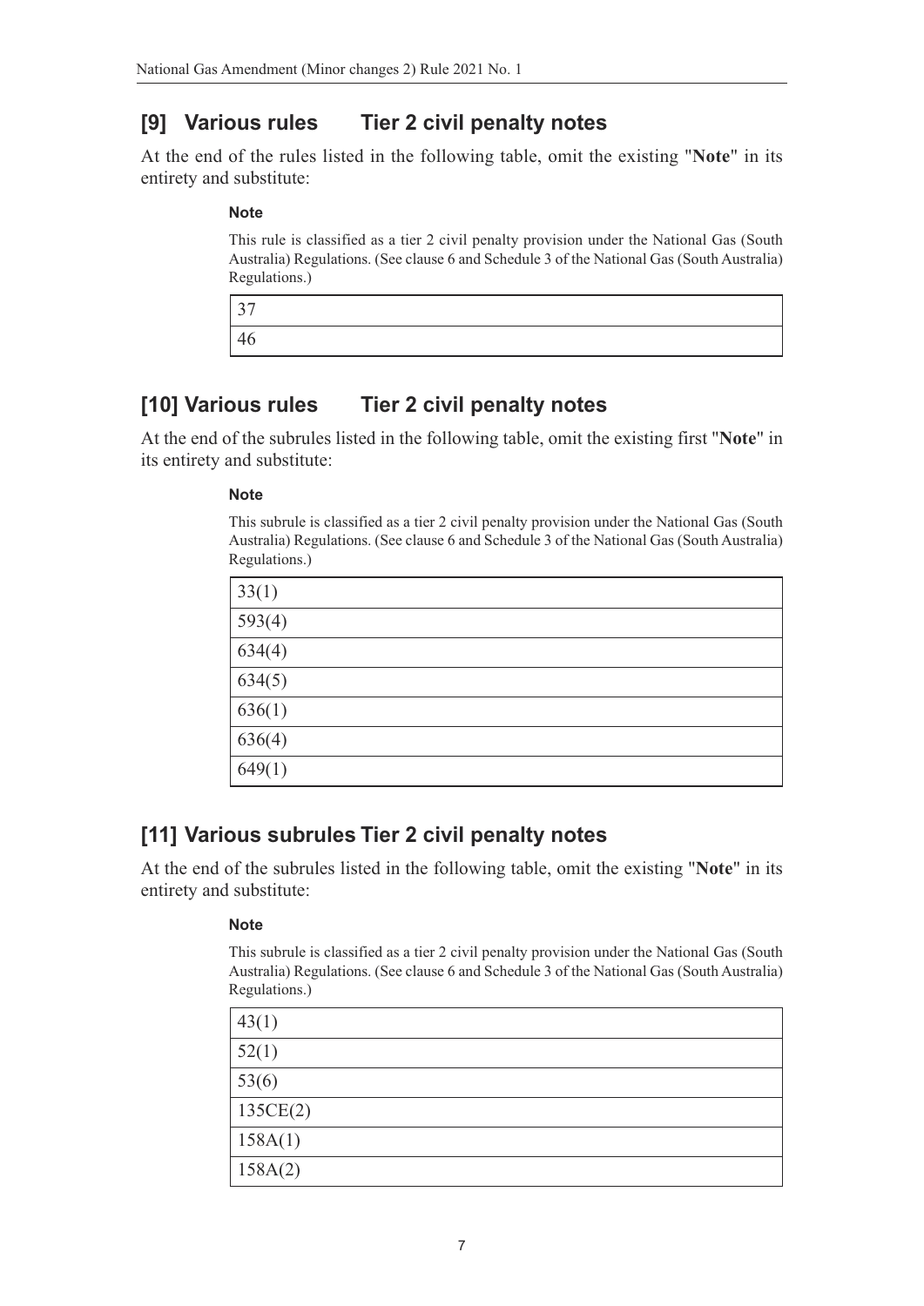## [9] Various rules Tier 2 civil penalty notes

At the end of the rules listed in the following table, omit the existing "**Note**" in its entirety and substitute:

**Note**

This rule is classified as a tier 2 civil penalty provision under the National Gas (South Australia) Regulations. (See clause 6 and Schedule 3 of the National Gas (South Australia) Regulations.)

| |
|---|
| 37 |
| 46 |

## [10] Various rules Tier 2 civil penalty notes

At the end of the subrules listed in the following table, omit the existing first "**Note**" in its entirety and substitute:

**Note**

This subrule is classified as a tier 2 civil penalty provision under the National Gas (South Australia) Regulations. (See clause 6 and Schedule 3 of the National Gas (South Australia) Regulations.)

| |
|---|
| 33(1) |
| 593(4) |
| 634(4) |
| 634(5) |
| 636(1) |
| 636(4) |
| 649(1) |

## [11] Various subrules Tier 2 civil penalty notes

At the end of the subrules listed in the following table, omit the existing "**Note**" in its entirety and substitute:

**Note**

This subrule is classified as a tier 2 civil penalty provision under the National Gas (South Australia) Regulations. (See clause 6 and Schedule 3 of the National Gas (South Australia) Regulations.)

| |
|---|
| 43(1) |
| 52(1) |
| 53(6) |
| 135CE(2) |
| 158A(1) |
| 158A(2) |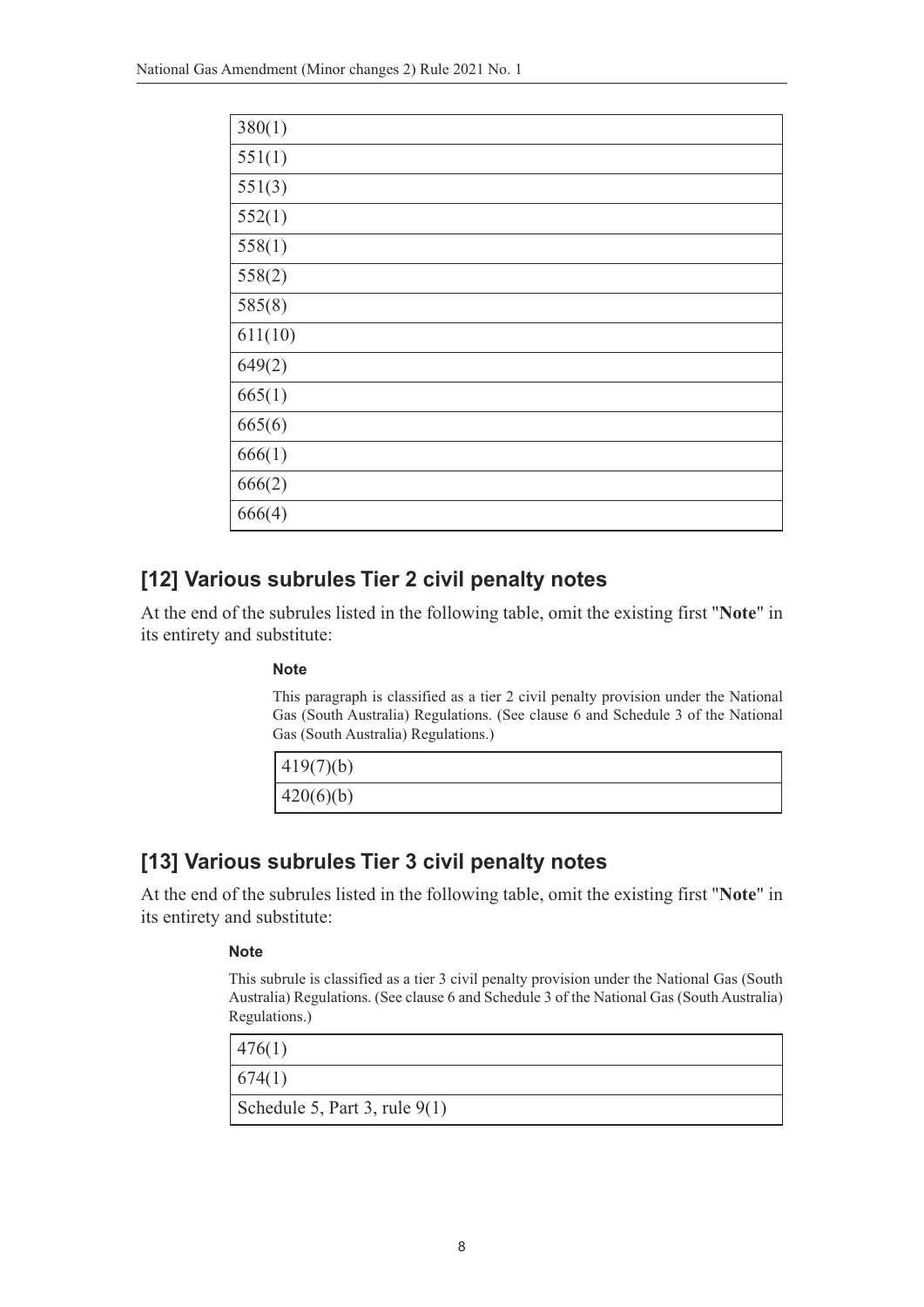| 380(1) |
|---|
| 551(1) |
| 551(3) |
| 552(1) |
| 558(1) |
| 558(2) |
| 585(8) |
| 611(10) |
| 649(2) |
| 665(1) |
| 665(6) |
| 666(1) |
| 666(2) |
| 666(4) |

## [12] Various subrules Tier 2 civil penalty notes

At the end of the subrules listed in the following table, omit the existing first "**Note**" in its entirety and substitute:

**Note**

This paragraph is classified as a tier 2 civil penalty provision under the National Gas (South Australia) Regulations. (See clause 6 and Schedule 3 of the National Gas (South Australia) Regulations.)

| 419(7)(b) |
|---|
| 420(6)(b) |

## [13] Various subrules Tier 3 civil penalty notes

At the end of the subrules listed in the following table, omit the existing first "**Note**" in its entirety and substitute:

**Note**

This subrule is classified as a tier 3 civil penalty provision under the National Gas (South Australia) Regulations. (See clause 6 and Schedule 3 of the National Gas (South Australia) Regulations.)

| 476(1) |
|---|
| 674(1) |
| Schedule 5, Part 3, rule 9(1) |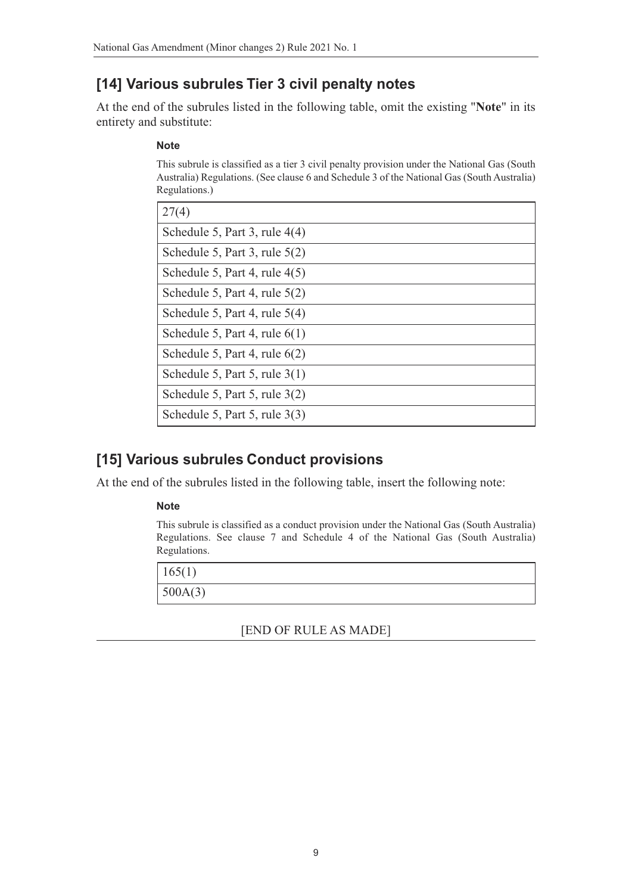## [14] Various subrules Tier 3 civil penalty notes

At the end of the subrules listed in the following table, omit the existing "**Note**" in its entirety and substitute:

**Note**

This subrule is classified as a tier 3 civil penalty provision under the National Gas (South Australia) Regulations. (See clause 6 and Schedule 3 of the National Gas (South Australia) Regulations.)

| |
|---|
| 27(4) |
| Schedule 5, Part 3, rule 4(4) |
| Schedule 5, Part 3, rule 5(2) |
| Schedule 5, Part 4, rule 4(5) |
| Schedule 5, Part 4, rule 5(2) |
| Schedule 5, Part 4, rule 5(4) |
| Schedule 5, Part 4, rule 6(1) |
| Schedule 5, Part 4, rule 6(2) |
| Schedule 5, Part 5, rule 3(1) |
| Schedule 5, Part 5, rule 3(2) |
| Schedule 5, Part 5, rule 3(3) |

## [15] Various subrules Conduct provisions

At the end of the subrules listed in the following table, insert the following note:

**Note**

This subrule is classified as a conduct provision under the National Gas (South Australia) Regulations. See clause 7 and Schedule 4 of the National Gas (South Australia) Regulations.

| |
|---|
| 165(1) |
| 500A(3) |

[END OF RULE AS MADE]